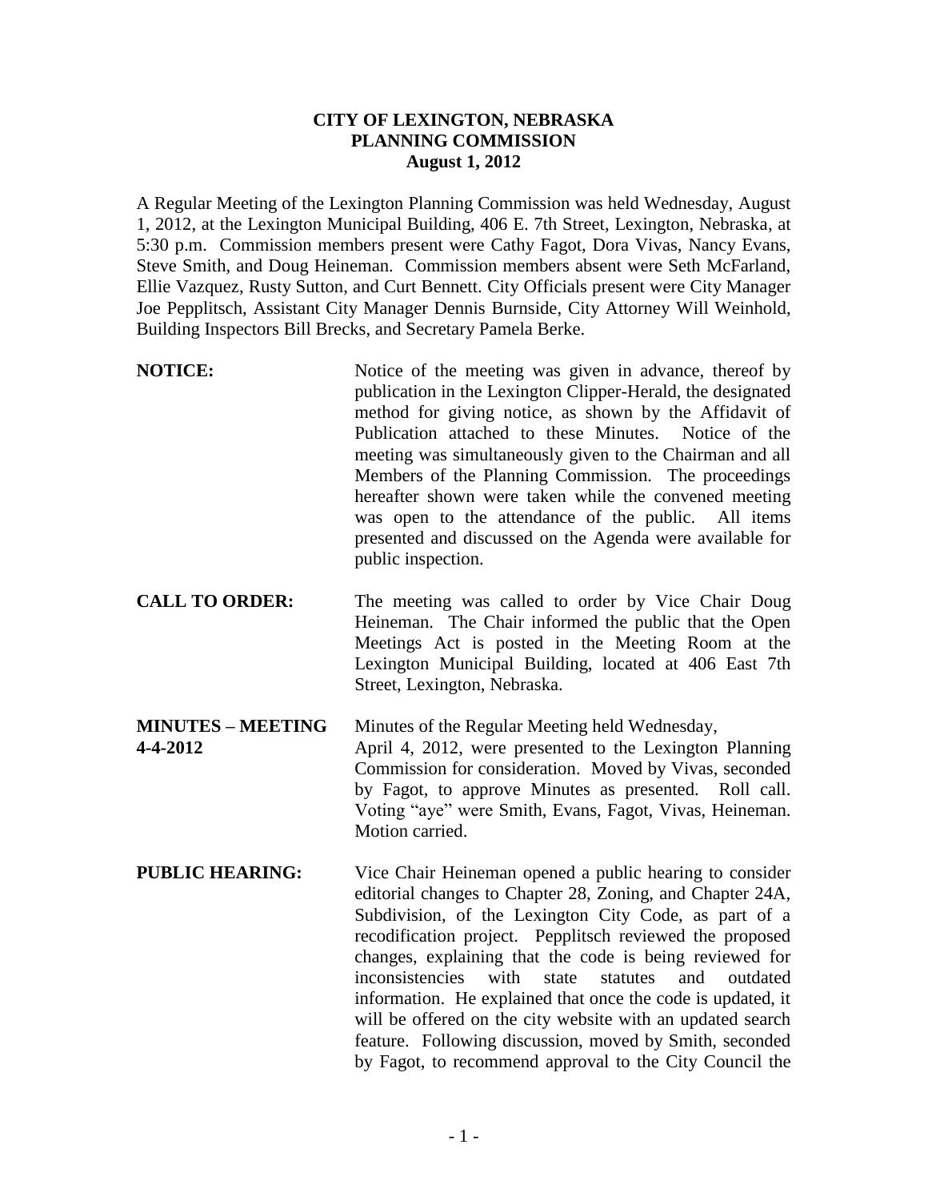**CITY OF LEXINGTON, NEBRASKA**
**PLANNING COMMISSION**
**August 1, 2012**

A Regular Meeting of the Lexington Planning Commission was held Wednesday, August 1, 2012, at the Lexington Municipal Building, 406 E. 7th Street, Lexington, Nebraska, at 5:30 p.m. Commission members present were Cathy Fagot, Dora Vivas, Nancy Evans, Steve Smith, and Doug Heineman. Commission members absent were Seth McFarland, Ellie Vazquez, Rusty Sutton, and Curt Bennett. City Officials present were City Manager Joe Pepplitsch, Assistant City Manager Dennis Burnside, City Attorney Will Weinhold, Building Inspectors Bill Brecks, and Secretary Pamela Berke.

**NOTICE:** Notice of the meeting was given in advance, thereof by publication in the Lexington Clipper-Herald, the designated method for giving notice, as shown by the Affidavit of Publication attached to these Minutes. Notice of the meeting was simultaneously given to the Chairman and all Members of the Planning Commission. The proceedings hereafter shown were taken while the convened meeting was open to the attendance of the public. All items presented and discussed on the Agenda were available for public inspection.

**CALL TO ORDER:** The meeting was called to order by Vice Chair Doug Heineman. The Chair informed the public that the Open Meetings Act is posted in the Meeting Room at the Lexington Municipal Building, located at 406 East 7th Street, Lexington, Nebraska.

**MINUTES – MEETING 4-4-2012** Minutes of the Regular Meeting held Wednesday, April 4, 2012, were presented to the Lexington Planning Commission for consideration. Moved by Vivas, seconded by Fagot, to approve Minutes as presented. Roll call. Voting "aye" were Smith, Evans, Fagot, Vivas, Heineman. Motion carried.

**PUBLIC HEARING:** Vice Chair Heineman opened a public hearing to consider editorial changes to Chapter 28, Zoning, and Chapter 24A, Subdivision, of the Lexington City Code, as part of a recodification project. Pepplitsch reviewed the proposed changes, explaining that the code is being reviewed for inconsistencies with state statutes and outdated information. He explained that once the code is updated, it will be offered on the city website with an updated search feature. Following discussion, moved by Smith, seconded by Fagot, to recommend approval to the City Council the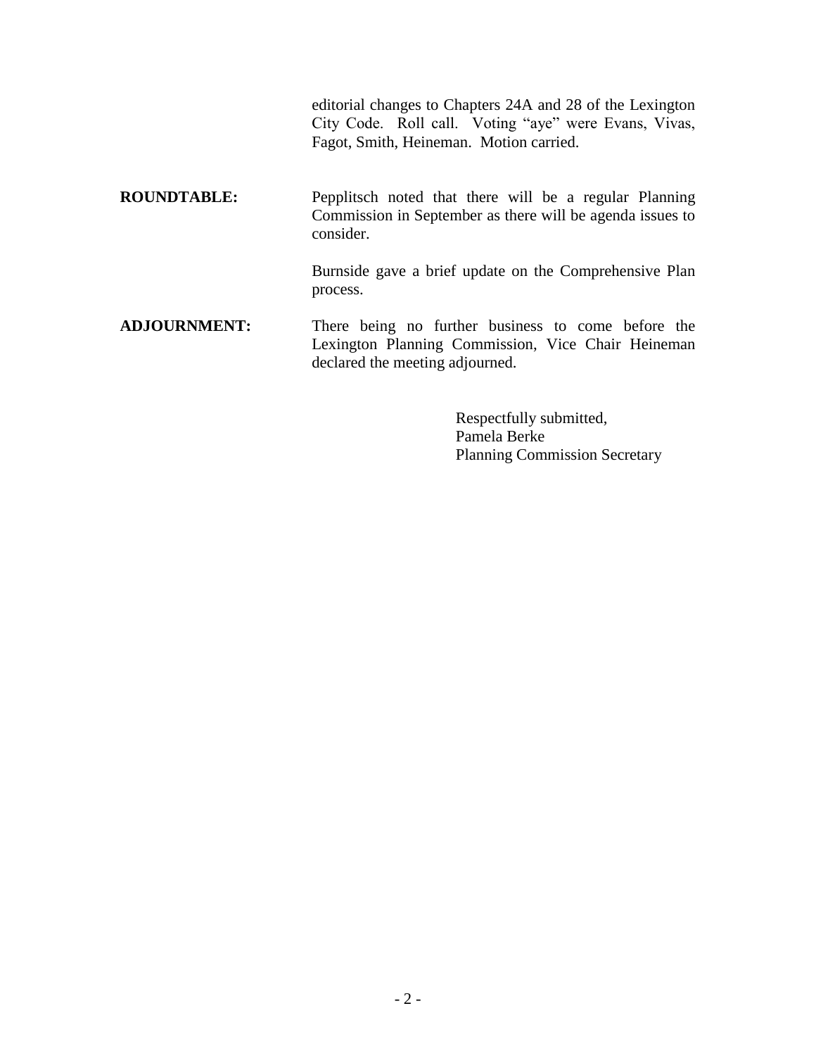editorial changes to Chapters 24A and 28 of the Lexington City Code. Roll call. Voting "aye" were Evans, Vivas, Fagot, Smith, Heineman. Motion carried.

**ROUNDTABLE:** Pepplitsch noted that there will be a regular Planning Commission in September as there will be agenda issues to consider.

Burnside gave a brief update on the Comprehensive Plan process.

**ADJOURNMENT:** There being no further business to come before the Lexington Planning Commission, Vice Chair Heineman declared the meeting adjourned.

Respectfully submitted,
Pamela Berke
Planning Commission Secretary